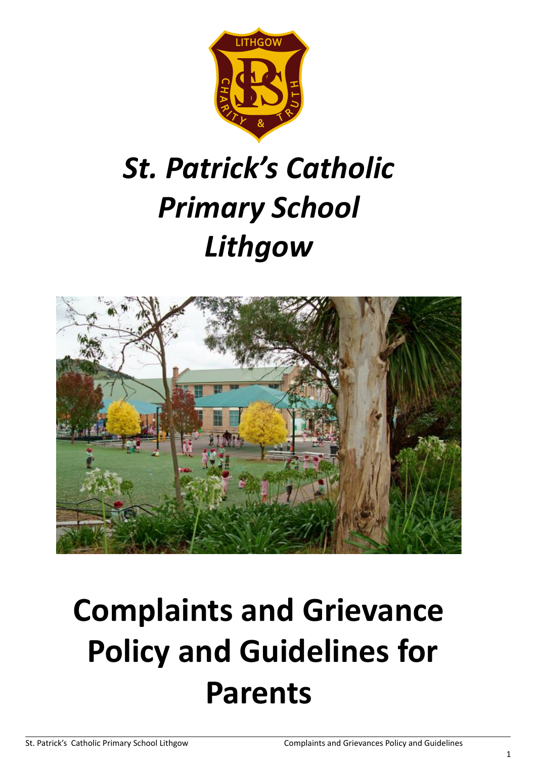# *St. Patrick's Catholic Primary School Lithgow*

# Complaints and Grievance Policy and Guidelines for Parents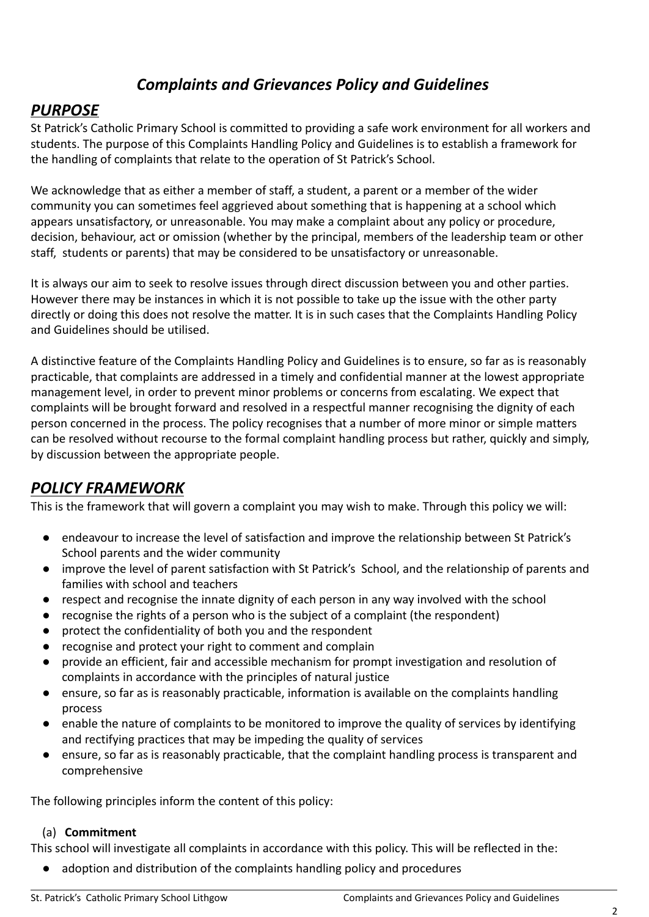## *Complaints and Grievances Policy and Guidelines*

## *PURPOSE*

St Patrick's Catholic Primary School is committed to providing a safe work environment for all workers and students. The purpose of this Complaints Handling Policy and Guidelines is to establish a framework for the handling of complaints that relate to the operation of St Patrick's School.

We acknowledge that as either a member of staff, a student, a parent or a member of the wider community you can sometimes feel aggrieved about something that is happening at a school which appears unsatisfactory, or unreasonable. You may make a complaint about any policy or procedure, decision, behaviour, act or omission (whether by the principal, members of the leadership team or other staff, students or parents) that may be considered to be unsatisfactory or unreasonable.

It is always our aim to seek to resolve issues through direct discussion between you and other parties. However there may be instances in which it is not possible to take up the issue with the other party directly or doing this does not resolve the matter. It is in such cases that the Complaints Handling Policy and Guidelines should be utilised.

A distinctive feature of the Complaints Handling Policy and Guidelines is to ensure, so far as is reasonably practicable, that complaints are addressed in a timely and confidential manner at the lowest appropriate management level, in order to prevent minor problems or concerns from escalating. We expect that complaints will be brought forward and resolved in a respectful manner recognising the dignity of each person concerned in the process. The policy recognises that a number of more minor or simple matters can be resolved without recourse to the formal complaint handling process but rather, quickly and simply, by discussion between the appropriate people.

## *POLICY FRAMEWORK*

This is the framework that will govern a complaint you may wish to make. Through this policy we will:

- endeavour to increase the level of satisfaction and improve the relationship between St Patrick's School parents and the wider community
- improve the level of parent satisfaction with St Patrick's School, and the relationship of parents and families with school and teachers
- respect and recognise the innate dignity of each person in any way involved with the school
- recognise the rights of a person who is the subject of a complaint (the respondent)
- protect the confidentiality of both you and the respondent
- recognise and protect your right to comment and complain
- provide an efficient, fair and accessible mechanism for prompt investigation and resolution of complaints in accordance with the principles of natural justice
- ensure, so far as is reasonably practicable, information is available on the complaints handling process
- enable the nature of complaints to be monitored to improve the quality of services by identifying and rectifying practices that may be impeding the quality of services
- ensure, so far as is reasonably practicable, that the complaint handling process is transparent and comprehensive

The following principles inform the content of this policy:

(a) **Commitment**

This school will investigate all complaints in accordance with this policy. This will be reflected in the:

- adoption and distribution of the complaints handling policy and procedures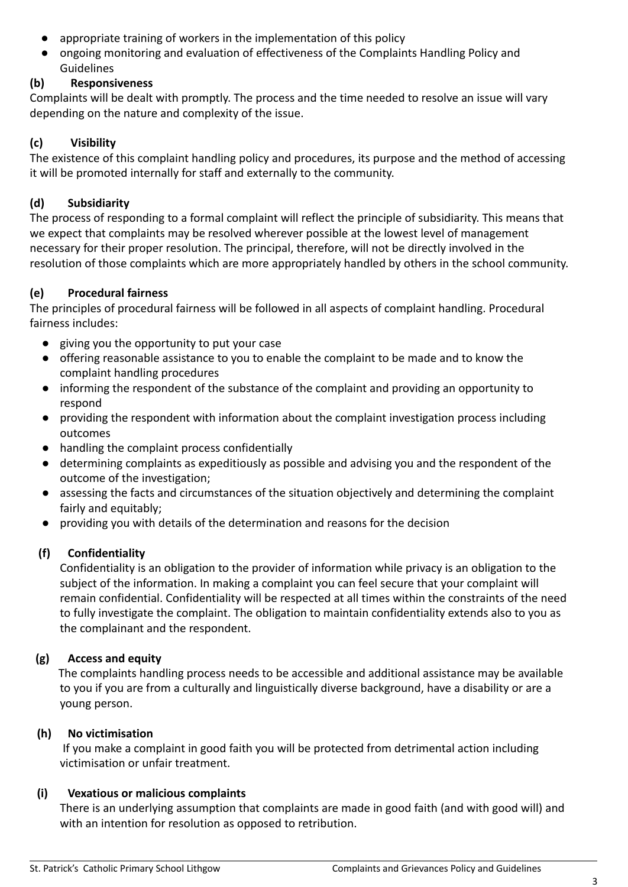- appropriate training of workers in the implementation of this policy
- ongoing monitoring and evaluation of effectiveness of the Complaints Handling Policy and Guidelines

**(b) Responsiveness**

Complaints will be dealt with promptly. The process and the time needed to resolve an issue will vary depending on the nature and complexity of the issue.

**(c) Visibility**

The existence of this complaint handling policy and procedures, its purpose and the method of accessing it will be promoted internally for staff and externally to the community.

**(d) Subsidiarity**

The process of responding to a formal complaint will reflect the principle of subsidiarity. This means that we expect that complaints may be resolved wherever possible at the lowest level of management necessary for their proper resolution. The principal, therefore, will not be directly involved in the resolution of those complaints which are more appropriately handled by others in the school community.

**(e) Procedural fairness**

The principles of procedural fairness will be followed in all aspects of complaint handling. Procedural fairness includes:

- giving you the opportunity to put your case
- offering reasonable assistance to you to enable the complaint to be made and to know the complaint handling procedures
- informing the respondent of the substance of the complaint and providing an opportunity to respond
- providing the respondent with information about the complaint investigation process including outcomes
- handling the complaint process confidentially
- determining complaints as expeditiously as possible and advising you and the respondent of the outcome of the investigation;
- assessing the facts and circumstances of the situation objectively and determining the complaint fairly and equitably;
- providing you with details of the determination and reasons for the decision

**(f) Confidentiality**

Confidentiality is an obligation to the provider of information while privacy is an obligation to the subject of the information. In making a complaint you can feel secure that your complaint will remain confidential. Confidentiality will be respected at all times within the constraints of the need to fully investigate the complaint. The obligation to maintain confidentiality extends also to you as the complainant and the respondent.

**(g) Access and equity**

The complaints handling process needs to be accessible and additional assistance may be available to you if you are from a culturally and linguistically diverse background, have a disability or are a young person.

**(h) No victimisation**

If you make a complaint in good faith you will be protected from detrimental action including victimisation or unfair treatment.

**(i) Vexatious or malicious complaints**

There is an underlying assumption that complaints are made in good faith (and with good will) and with an intention for resolution as opposed to retribution.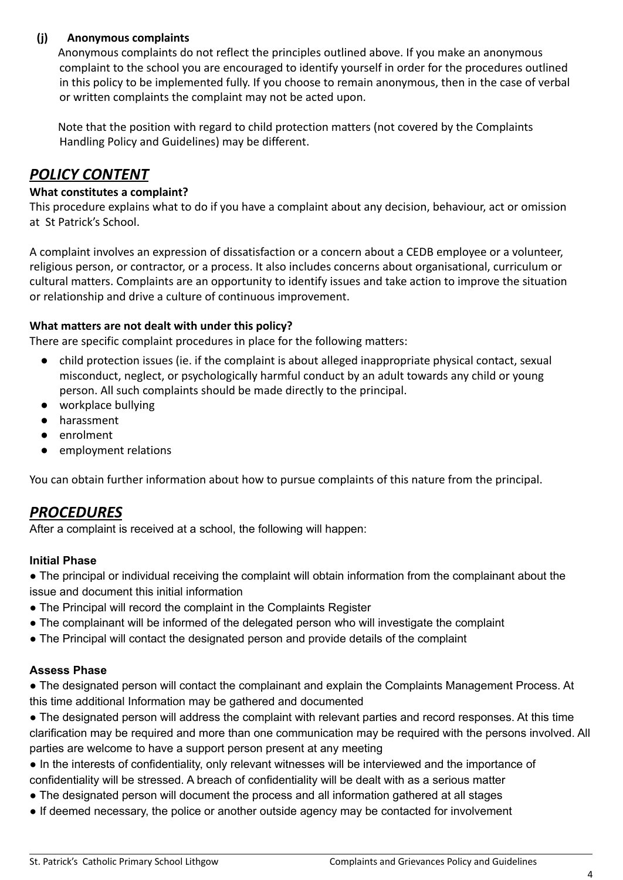**(j) Anonymous complaints**

Anonymous complaints do not reflect the principles outlined above. If you make an anonymous complaint to the school you are encouraged to identify yourself in order for the procedures outlined in this policy to be implemented fully. If you choose to remain anonymous, then in the case of verbal or written complaints the complaint may not be acted upon.

Note that the position with regard to child protection matters (not covered by the Complaints Handling Policy and Guidelines) may be different.

## ***POLICY CONTENT***

**What constitutes a complaint?**

This procedure explains what to do if you have a complaint about any decision, behaviour, act or omission at St Patrick's School.

A complaint involves an expression of dissatisfaction or a concern about a CEDB employee or a volunteer, religious person, or contractor, or a process. It also includes concerns about organisational, curriculum or cultural matters. Complaints are an opportunity to identify issues and take action to improve the situation or relationship and drive a culture of continuous improvement.

**What matters are not dealt with under this policy?**

There are specific complaint procedures in place for the following matters:

- child protection issues (ie. if the complaint is about alleged inappropriate physical contact, sexual misconduct, neglect, or psychologically harmful conduct by an adult towards any child or young person. All such complaints should be made directly to the principal.
- workplace bullying
- harassment
- enrolment
- employment relations

You can obtain further information about how to pursue complaints of this nature from the principal.

## ***PROCEDURES***

After a complaint is received at a school, the following will happen:

**Initial Phase**

- The principal or individual receiving the complaint will obtain information from the complainant about the issue and document this initial information
- The Principal will record the complaint in the Complaints Register
- The complainant will be informed of the delegated person who will investigate the complaint
- The Principal will contact the designated person and provide details of the complaint

**Assess Phase**

- The designated person will contact the complainant and explain the Complaints Management Process. At this time additional Information may be gathered and documented
- The designated person will address the complaint with relevant parties and record responses. At this time clarification may be required and more than one communication may be required with the persons involved. All parties are welcome to have a support person present at any meeting
- In the interests of confidentiality, only relevant witnesses will be interviewed and the importance of confidentiality will be stressed. A breach of confidentiality will be dealt with as a serious matter
- The designated person will document the process and all information gathered at all stages
- If deemed necessary, the police or another outside agency may be contacted for involvement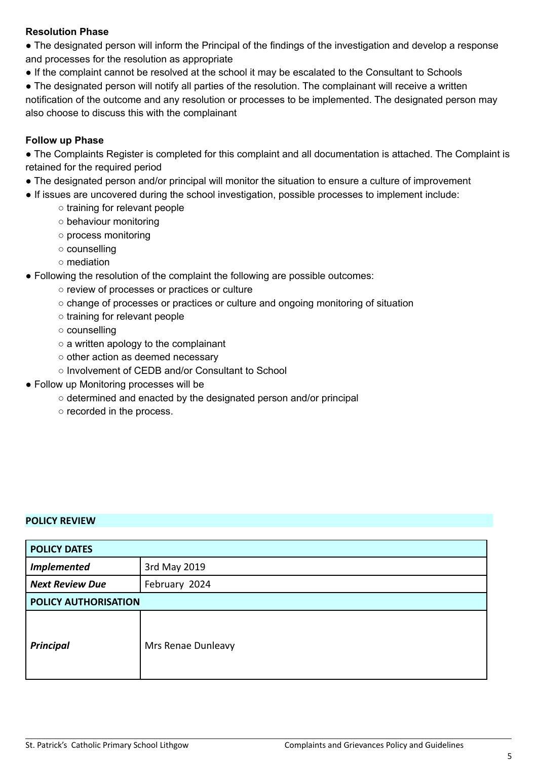**Resolution Phase**

- The designated person will inform the Principal of the findings of the investigation and develop a response and processes for the resolution as appropriate
- If the complaint cannot be resolved at the school it may be escalated to the Consultant to Schools
- The designated person will notify all parties of the resolution. The complainant will receive a written notification of the outcome and any resolution or processes to be implemented. The designated person may also choose to discuss this with the complainant

**Follow up Phase**

- The Complaints Register is completed for this complaint and all documentation is attached. The Complaint is retained for the required period
- The designated person and/or principal will monitor the situation to ensure a culture of improvement
- If issues are uncovered during the school investigation, possible processes to implement include:
    - training for relevant people
    - behaviour monitoring
    - process monitoring
    - counselling
    - mediation
- Following the resolution of the complaint the following are possible outcomes:
    - review of processes or practices or culture
    - change of processes or practices or culture and ongoing monitoring of situation
    - training for relevant people
    - counselling
    - a written apology to the complainant
    - other action as deemed necessary
    - Involvement of CEDB and/or Consultant to School
- Follow up Monitoring processes will be
    - determined and enacted by the designated person and/or principal
    - recorded in the process.

**POLICY REVIEW**

| **POLICY DATES** | |
|---|---|
| ***Implemented*** | 3rd May 2019 |
| ***Next Review Due*** | February 2024 |
| **POLICY AUTHORISATION** | |
| ***Principal*** | Mrs Renae Dunleavy |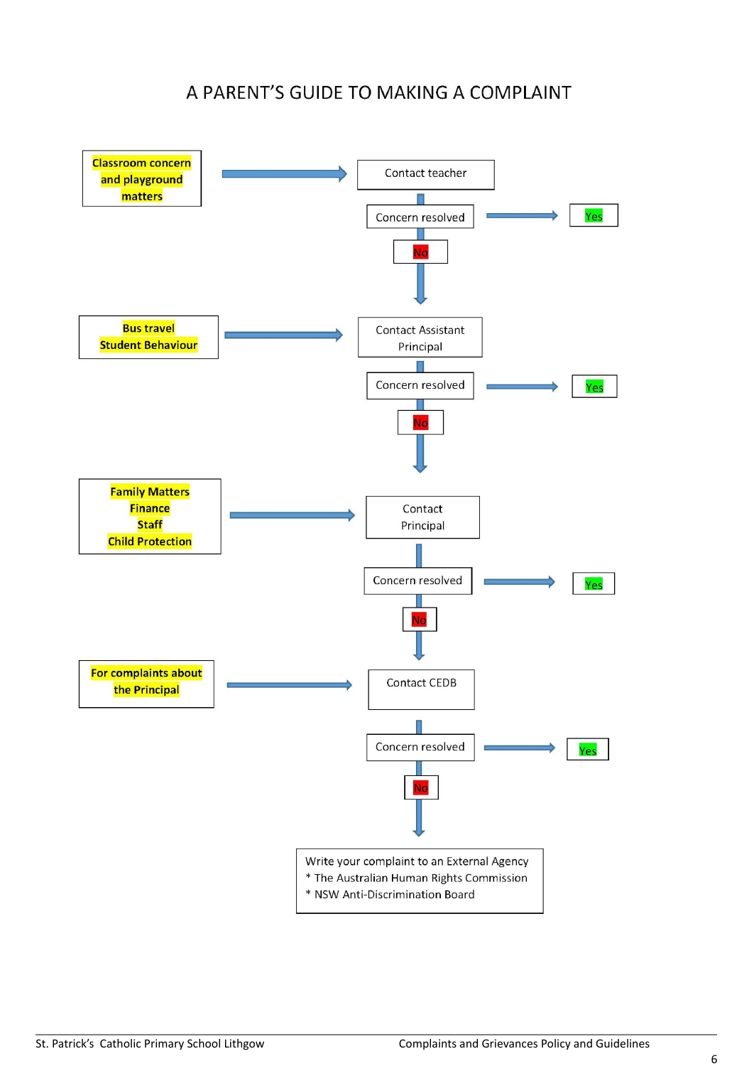# A PARENT'S GUIDE TO MAKING A COMPLAINT

Classroom concern and playground matters

Contact teacher

Concern resolved

Yes

No

Bus travel
Student Behaviour

Contact Assistant Principal

Concern resolved

Yes

No

Family Matters
Finance
Staff
Child Protection

Contact Principal

Concern resolved

Yes

No

For complaints about the Principal

Contact CEDB

Concern resolved

Yes

No

Write your complaint to an External Agency
* The Australian Human Rights Commission
* NSW Anti-Discrimination Board